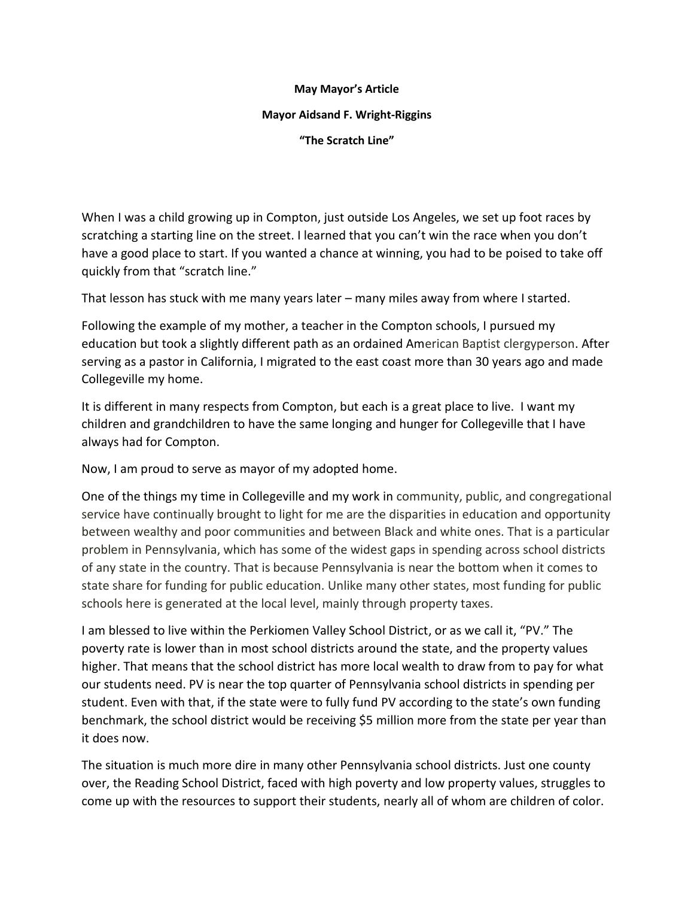**May Mayor's Article**

**Mayor Aidsand F. Wright-Riggins**

**"The Scratch Line"**

When I was a child growing up in Compton, just outside Los Angeles, we set up foot races by scratching a starting line on the street. I learned that you can't win the race when you don't have a good place to start. If you wanted a chance at winning, you had to be poised to take off quickly from that "scratch line."

That lesson has stuck with me many years later – many miles away from where I started.

Following the example of my mother, a teacher in the Compton schools, I pursued my education but took a slightly different path as an ordained American Baptist clergyperson. After serving as a pastor in California, I migrated to the east coast more than 30 years ago and made Collegeville my home.

It is different in many respects from Compton, but each is a great place to live. I want my children and grandchildren to have the same longing and hunger for Collegeville that I have always had for Compton.

Now, I am proud to serve as mayor of my adopted home.

One of the things my time in Collegeville and my work in community, public, and congregational service have continually brought to light for me are the disparities in education and opportunity between wealthy and poor communities and between Black and white ones. That is a particular problem in Pennsylvania, which has some of the widest gaps in spending across school districts of any state in the country. That is because Pennsylvania is near the bottom when it comes to state share for funding for public education. Unlike many other states, most funding for public schools here is generated at the local level, mainly through property taxes.

I am blessed to live within the Perkiomen Valley School District, or as we call it, "PV." The poverty rate is lower than in most school districts around the state, and the property values higher. That means that the school district has more local wealth to draw from to pay for what our students need. PV is near the top quarter of Pennsylvania school districts in spending per student. Even with that, if the state were to fully fund PV according to the state's own funding benchmark, the school district would be receiving $5 million more from the state per year than it does now.

The situation is much more dire in many other Pennsylvania school districts. Just one county over, the Reading School District, faced with high poverty and low property values, struggles to come up with the resources to support their students, nearly all of whom are children of color.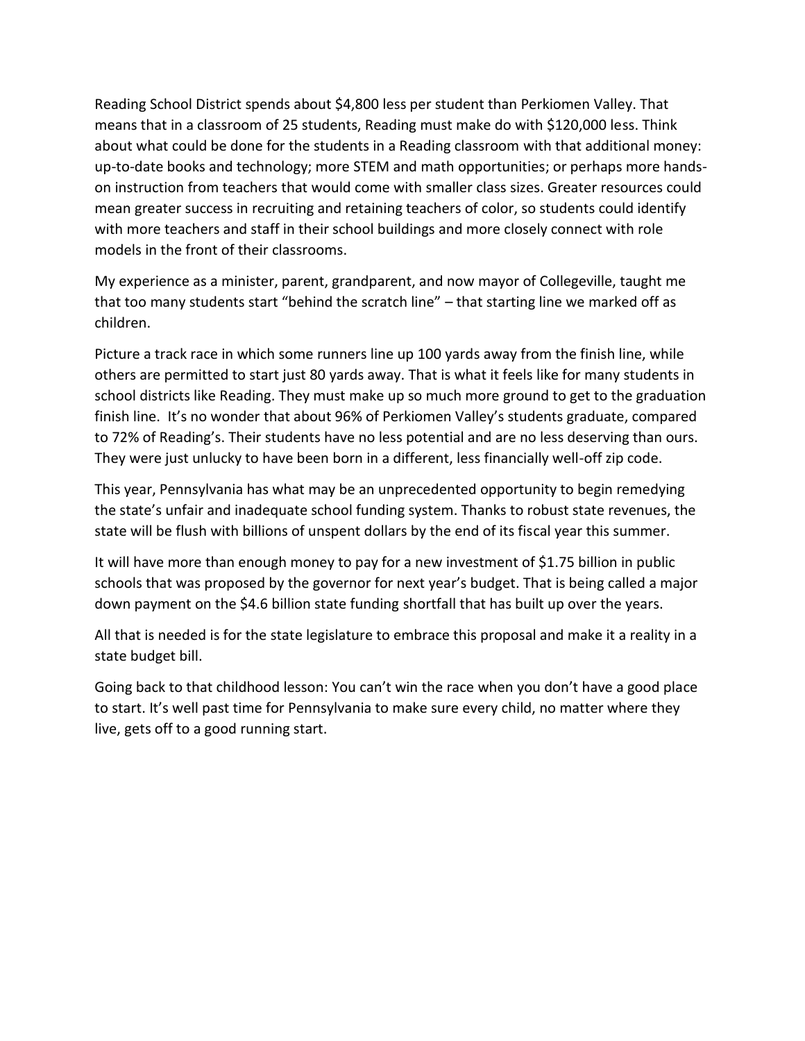Reading School District spends about $4,800 less per student than Perkiomen Valley. That means that in a classroom of 25 students, Reading must make do with $120,000 less. Think about what could be done for the students in a Reading classroom with that additional money: up-to-date books and technology; more STEM and math opportunities; or perhaps more hands-on instruction from teachers that would come with smaller class sizes. Greater resources could mean greater success in recruiting and retaining teachers of color, so students could identify with more teachers and staff in their school buildings and more closely connect with role models in the front of their classrooms.

My experience as a minister, parent, grandparent, and now mayor of Collegeville, taught me that too many students start "behind the scratch line" – that starting line we marked off as children.

Picture a track race in which some runners line up 100 yards away from the finish line, while others are permitted to start just 80 yards away. That is what it feels like for many students in school districts like Reading. They must make up so much more ground to get to the graduation finish line. It's no wonder that about 96% of Perkiomen Valley's students graduate, compared to 72% of Reading's. Their students have no less potential and are no less deserving than ours. They were just unlucky to have been born in a different, less financially well-off zip code.

This year, Pennsylvania has what may be an unprecedented opportunity to begin remedying the state's unfair and inadequate school funding system. Thanks to robust state revenues, the state will be flush with billions of unspent dollars by the end of its fiscal year this summer.

It will have more than enough money to pay for a new investment of $1.75 billion in public schools that was proposed by the governor for next year's budget. That is being called a major down payment on the $4.6 billion state funding shortfall that has built up over the years.

All that is needed is for the state legislature to embrace this proposal and make it a reality in a state budget bill.

Going back to that childhood lesson: You can't win the race when you don't have a good place to start. It's well past time for Pennsylvania to make sure every child, no matter where they live, gets off to a good running start.